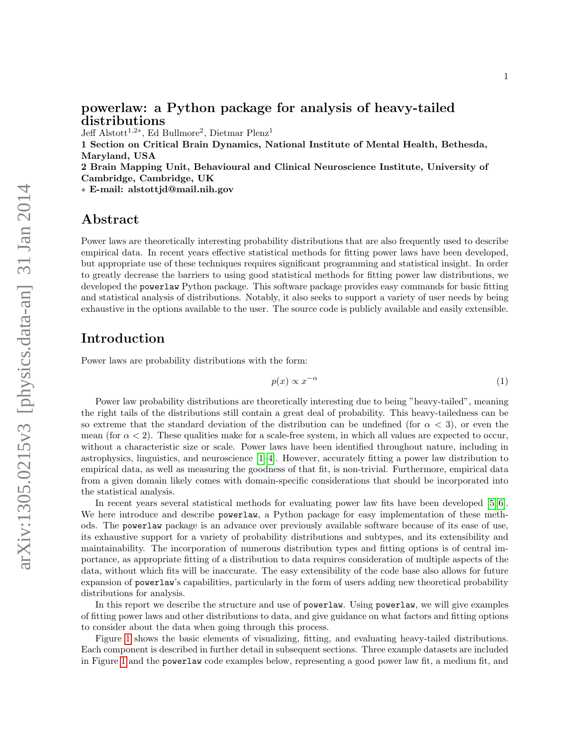# powerlaw: a Python package for analysis of heavy-tailed distributions

Jeff Alstott[1,2*], Ed Bullmore[2], Dietmar Plenz[1]

**1 Section on Critical Brain Dynamics, National Institute of Mental Health, Bethesda, Maryland, USA**

**2 Brain Mapping Unit, Behavioural and Clinical Neuroscience Institute, University of Cambridge, Cambridge, UK**

**\* E-mail: alstottjd@mail.nih.gov**

## Abstract

Power laws are theoretically interesting probability distributions that are also frequently used to describe empirical data. In recent years effective statistical methods for fitting power laws have been developed, but appropriate use of these techniques requires significant programming and statistical insight. In order to greatly decrease the barriers to using good statistical methods for fitting power law distributions, we developed the `powerlaw` Python package. This software package provides easy commands for basic fitting and statistical analysis of distributions. Notably, it also seeks to support a variety of user needs by being exhaustive in the options available to the user. The source code is publicly available and easily extensible.

## Introduction

Power laws are probability distributions with the form:

$$p(x) \propto x^{-\alpha} \tag{1}$$

Power law probability distributions are theoretically interesting due to being "heavy-tailed", meaning the right tails of the distributions still contain a great deal of probability. This heavy-tailedness can be so extreme that the standard deviation of the distribution can be undefined (for $\alpha < 3$), or even the mean (for $\alpha < 2$). These qualities make for a scale-free system, in which all values are expected to occur, without a characteristic size or scale. Power laws have been identified throughout nature, including in astrophysics, linguistics, and neuroscience [1–4]. However, accurately fitting a power law distribution to empirical data, as well as measuring the goodness of that fit, is non-trivial. Furthermore, empirical data from a given domain likely comes with domain-specific considerations that should be incorporated into the statistical analysis.

In recent years several statistical methods for evaluating power law fits have been developed [5,6]. We here introduce and describe `powerlaw`, a Python package for easy implementation of these methods. The `powerlaw` package is an advance over previously available software because of its ease of use, its exhaustive support for a variety of probability distributions and subtypes, and its extensibility and maintainability. The incorporation of numerous distribution types and fitting options is of central importance, as appropriate fitting of a distribution to data requires consideration of multiple aspects of the data, without which fits will be inaccurate. The easy extensibility of the code base also allows for future expansion of `powerlaw`'s capabilities, particularly in the form of users adding new theoretical probability distributions for analysis.

In this report we describe the structure and use of `powerlaw`. Using `powerlaw`, we will give examples of fitting power laws and other distributions to data, and give guidance on what factors and fitting options to consider about the data when going through this process.

Figure 1 shows the basic elements of visualizing, fitting, and evaluating heavy-tailed distributions. Each component is described in further detail in subsequent sections. Three example datasets are included in Figure 1 and the `powerlaw` code examples below, representing a good power law fit, a medium fit, and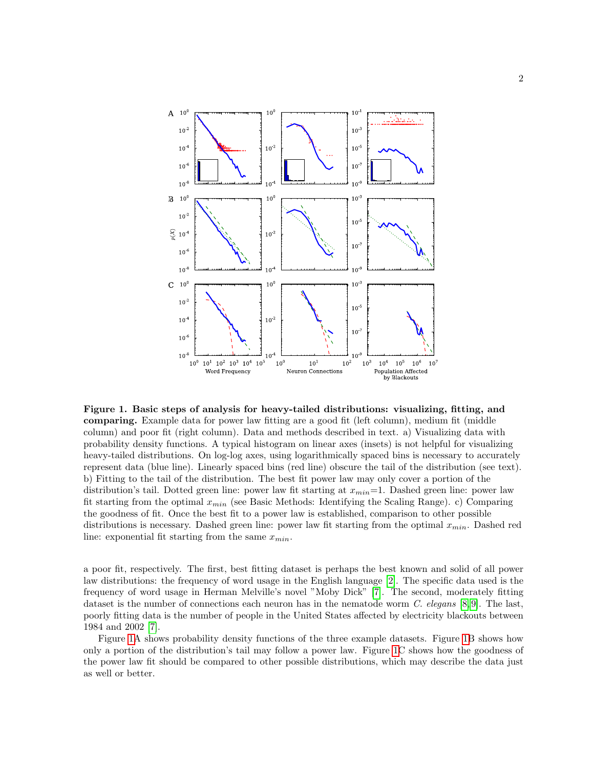**Figure 1. Basic steps of analysis for heavy-tailed distributions: visualizing, fitting, and comparing.** Example data for power law fitting are a good fit (left column), medium fit (middle column) and poor fit (right column). Data and methods described in text. a) Visualizing data with probability density functions. A typical histogram on linear axes (insets) is not helpful for visualizing heavy-tailed distributions. On log-log axes, using logarithmically spaced bins is necessary to accurately represent data (blue line). Linearly spaced bins (red line) obscure the tail of the distribution (see text). b) Fitting to the tail of the distribution. The best fit power law may only cover a portion of the distribution's tail. Dotted green line: power law fit starting at $x_{min}$=1. Dashed green line: power law fit starting from the optimal $x_{min}$ (see Basic Methods: Identifying the Scaling Range). c) Comparing the goodness of fit. Once the best fit to a power law is established, comparison to other possible distributions is necessary. Dashed green line: power law fit starting from the optimal $x_{min}$. Dashed red line: exponential fit starting from the same $x_{min}$.

a poor fit, respectively. The first, best fitting dataset is perhaps the best known and solid of all power law distributions: the frequency of word usage in the English language [2]. The specific data used is the frequency of word usage in Herman Melville's novel "Moby Dick" [7]. The second, moderately fitting dataset is the number of connections each neuron has in the nematode worm *C. elegans* [8, 9]. The last, poorly fitting data is the number of people in the United States affected by electricity blackouts between 1984 and 2002 [7].

Figure 1A shows probability density functions of the three example datasets. Figure 1B shows how only a portion of the distribution's tail may follow a power law. Figure 1C shows how the goodness of the power law fit should be compared to other possible distributions, which may describe the data just as well or better.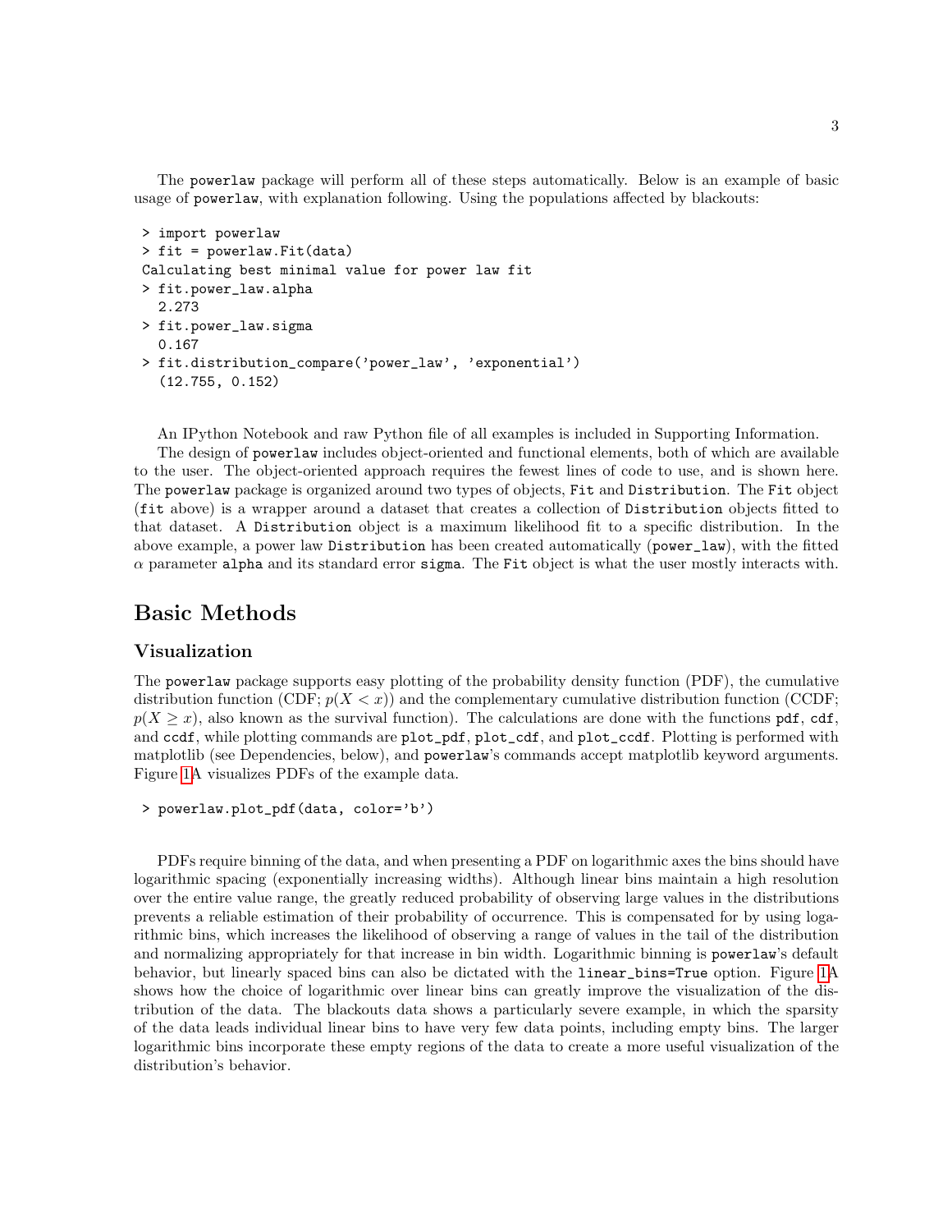The powerlaw package will perform all of these steps automatically. Below is an example of basic usage of powerlaw, with explanation following. Using the populations affected by blackouts:

```
> import powerlaw
> fit = powerlaw.Fit(data)
Calculating best minimal value for power law fit
> fit.power_law.alpha
  2.273
> fit.power_law.sigma
  0.167
> fit.distribution_compare('power_law', 'exponential')
  (12.755, 0.152)
```

An IPython Notebook and raw Python file of all examples is included in Supporting Information.

The design of powerlaw includes object-oriented and functional elements, both of which are available to the user. The object-oriented approach requires the fewest lines of code to use, and is shown here. The powerlaw package is organized around two types of objects, Fit and Distribution. The Fit object (fit above) is a wrapper around a dataset that creates a collection of Distribution objects fitted to that dataset. A Distribution object is a maximum likelihood fit to a specific distribution. In the above example, a power law Distribution has been created automatically (power_law), with the fitted $\alpha$ parameter alpha and its standard error sigma. The Fit object is what the user mostly interacts with.

# Basic Methods

## Visualization

The powerlaw package supports easy plotting of the probability density function (PDF), the cumulative distribution function (CDF; $p(X < x)$) and the complementary cumulative distribution function (CCDF; $p(X \geq x)$, also known as the survival function). The calculations are done with the functions pdf, cdf, and ccdf, while plotting commands are plot_pdf, plot_cdf, and plot_ccdf. Plotting is performed with matplotlib (see Dependencies, below), and powerlaw's commands accept matplotlib keyword arguments. Figure 1A visualizes PDFs of the example data.

```
> powerlaw.plot_pdf(data, color='b')
```

PDFs require binning of the data, and when presenting a PDF on logarithmic axes the bins should have logarithmic spacing (exponentially increasing widths). Although linear bins maintain a high resolution over the entire value range, the greatly reduced probability of observing large values in the distributions prevents a reliable estimation of their probability of occurrence. This is compensated for by using logarithmic bins, which increases the likelihood of observing a range of values in the tail of the distribution and normalizing appropriately for that increase in bin width. Logarithmic binning is powerlaw's default behavior, but linearly spaced bins can also be dictated with the linear_bins=True option. Figure 1A shows how the choice of logarithmic over linear bins can greatly improve the visualization of the distribution of the data. The blackouts data shows a particularly severe example, in which the sparsity of the data leads individual linear bins to have very few data points, including empty bins. The larger logarithmic bins incorporate these empty regions of the data to create a more useful visualization of the distribution's behavior.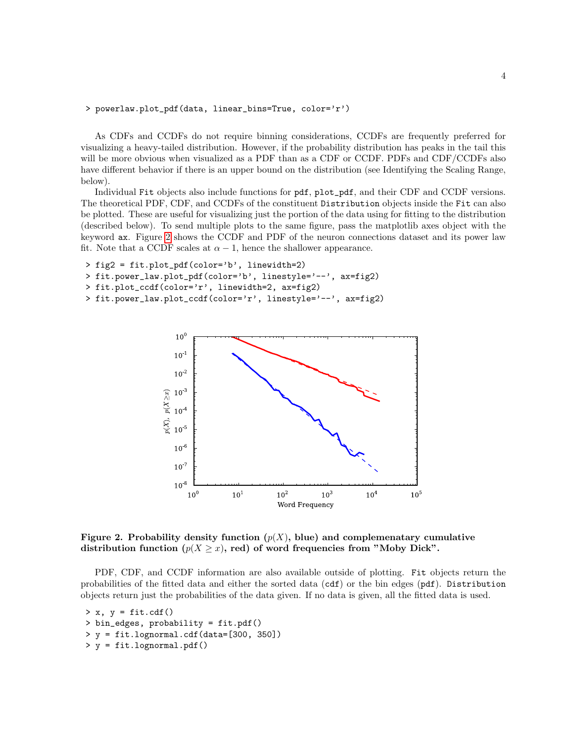```
> powerlaw.plot_pdf(data, linear_bins=True, color='r')
```

As CDFs and CCDFs do not require binning considerations, CCDFs are frequently preferred for visualizing a heavy-tailed distribution. However, if the probability distribution has peaks in the tail this will be more obvious when visualized as a PDF than as a CDF or CCDF. PDFs and CDF/CCDFs also have different behavior if there is an upper bound on the distribution (see Identifying the Scaling Range, below).

Individual `Fit` objects also include functions for `pdf`, `plot_pdf`, and their CDF and CCDF versions. The theoretical PDF, CDF, and CCDFs of the constituent `Distribution` objects inside the `Fit` can also be plotted. These are useful for visualizing just the portion of the data using for fitting to the distribution (described below). To send multiple plots to the same figure, pass the matplotlib axes object with the keyword `ax`. Figure 2 shows the CCDF and PDF of the neuron connections dataset and its power law fit. Note that a CCDF scales at $\alpha - 1$, hence the shallower appearance.

```
> fig2 = fit.plot_pdf(color='b', linewidth=2)
> fit.power_law.plot_pdf(color='b', linestyle='--', ax=fig2)
> fit.plot_ccdf(color='r', linewidth=2, ax=fig2)
> fit.power_law.plot_ccdf(color='r', linestyle='--', ax=fig2)
```

**Figure 2. Probability density function ($p(X)$, blue) and complemenatary cumulative distribution function ($p(X \geq x)$, red) of word frequencies from "Moby Dick".**

PDF, CDF, and CCDF information are also available outside of plotting. `Fit` objects return the probabilities of the fitted data and either the sorted data (`cdf`) or the bin edges (`pdf`). `Distribution` objects return just the probabilities of the data given. If no data is given, all the fitted data is used.

```
> x, y = fit.cdf()
> bin_edges, probability = fit.pdf()
> y = fit.lognormal.cdf(data=[300, 350])
> y = fit.lognormal.pdf()
```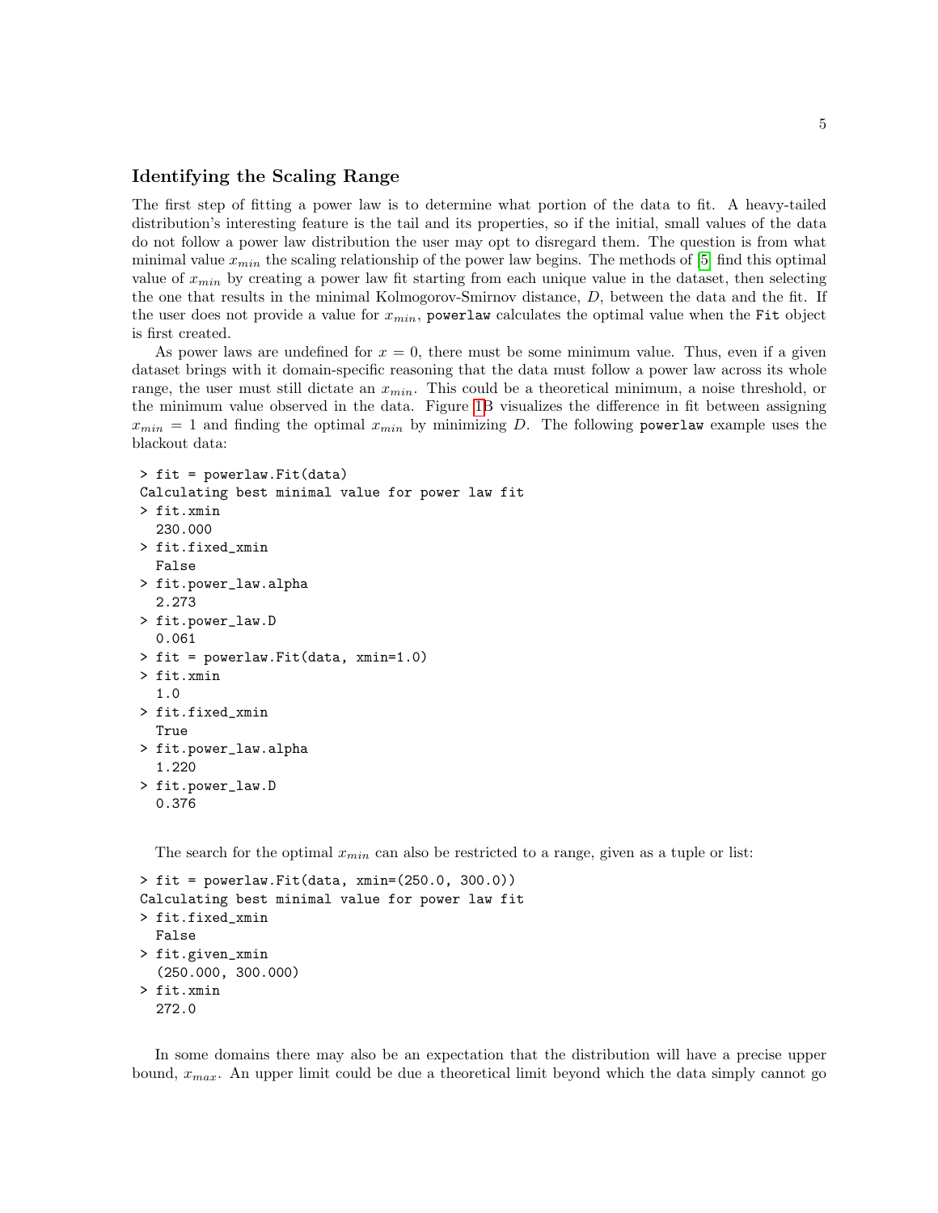### Identifying the Scaling Range

The first step of fitting a power law is to determine what portion of the data to fit. A heavy-tailed distribution's interesting feature is the tail and its properties, so if the initial, small values of the data do not follow a power law distribution the user may opt to disregard them. The question is from what minimal value $x_{min}$ the scaling relationship of the power law begins. The methods of [5] find this optimal value of $x_{min}$ by creating a power law fit starting from each unique value in the dataset, then selecting the one that results in the minimal Kolmogorov-Smirnov distance, $D$, between the data and the fit. If the user does not provide a value for $x_{min}$, `powerlaw` calculates the optimal value when the `Fit` object is first created.

As power laws are undefined for $x = 0$, there must be some minimum value. Thus, even if a given dataset brings with it domain-specific reasoning that the data must follow a power law across its whole range, the user must still dictate an $x_{min}$. This could be a theoretical minimum, a noise threshold, or the minimum value observed in the data. Figure 1B visualizes the difference in fit between assigning $x_{min} = 1$ and finding the optimal $x_{min}$ by minimizing $D$. The following `powerlaw` example uses the blackout data:

```
> fit = powerlaw.Fit(data)
Calculating best minimal value for power law fit
> fit.xmin
  230.000
> fit.fixed_xmin
  False
> fit.power_law.alpha
  2.273
> fit.power_law.D
  0.061
> fit = powerlaw.Fit(data, xmin=1.0)
> fit.xmin
  1.0
> fit.fixed_xmin
  True
> fit.power_law.alpha
  1.220
> fit.power_law.D
  0.376
```

The search for the optimal $x_{min}$ can also be restricted to a range, given as a tuple or list:

```
> fit = powerlaw.Fit(data, xmin=(250.0, 300.0))
Calculating best minimal value for power law fit
> fit.fixed_xmin
  False
> fit.given_xmin
  (250.000, 300.000)
> fit.xmin
  272.0
```

In some domains there may also be an expectation that the distribution will have a precise upper bound, $x_{max}$. An upper limit could be due a theoretical limit beyond which the data simply cannot go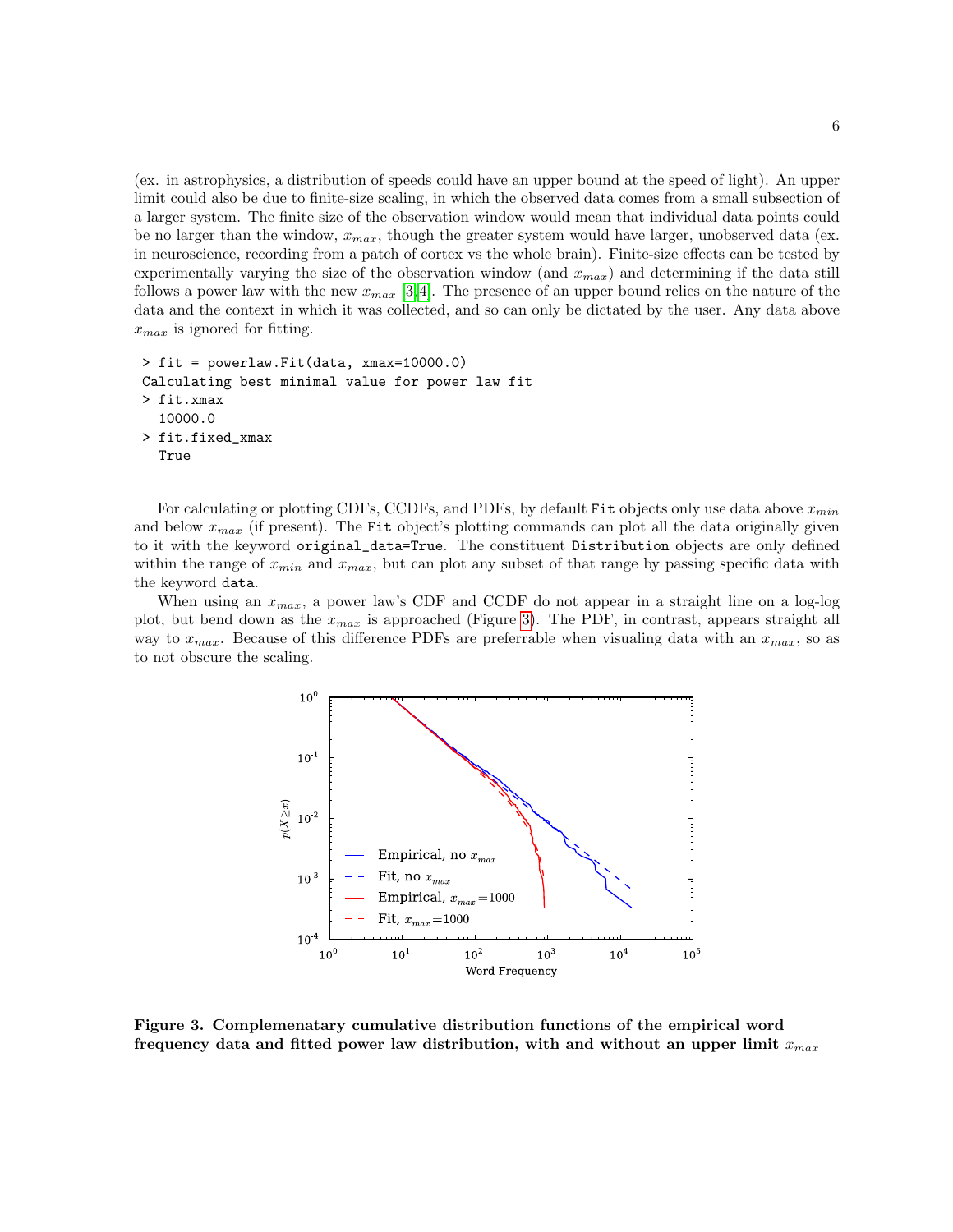(ex. in astrophysics, a distribution of speeds could have an upper bound at the speed of light). An upper limit could also be due to finite-size scaling, in which the observed data comes from a small subsection of a larger system. The finite size of the observation window would mean that individual data points could be no larger than the window, $x_{max}$, though the greater system would have larger, unobserved data (ex. in neuroscience, recording from a patch of cortex vs the whole brain). Finite-size effects can be tested by experimentally varying the size of the observation window (and $x_{max}$) and determining if the data still follows a power law with the new $x_{max}$ [3,4]. The presence of an upper bound relies on the nature of the data and the context in which it was collected, and so can only be dictated by the user. Any data above $x_{max}$ is ignored for fitting.

```
> fit = powerlaw.Fit(data, xmax=10000.0)
Calculating best minimal value for power law fit
> fit.xmax
  10000.0
> fit.fixed_xmax
  True
```

For calculating or plotting CDFs, CCDFs, and PDFs, by default `Fit` objects only use data above $x_{min}$ and below $x_{max}$ (if present). The `Fit` object's plotting commands can plot all the data originally given to it with the keyword `original_data=True`. The constituent `Distribution` objects are only defined within the range of $x_{min}$ and $x_{max}$, but can plot any subset of that range by passing specific data with the keyword `data`.

When using an $x_{max}$, a power law's CDF and CCDF do not appear in a straight line on a log-log plot, but bend down as the $x_{max}$ is approached (Figure 3). The PDF, in contrast, appears straight all way to $x_{max}$. Because of this difference PDFs are preferrable when visualing data with an $x_{max}$, so as to not obscure the scaling.

**Figure 3. Complemenatary cumulative distribution functions of the empirical word frequency data and fitted power law distribution, with and without an upper limit $x_{max}$**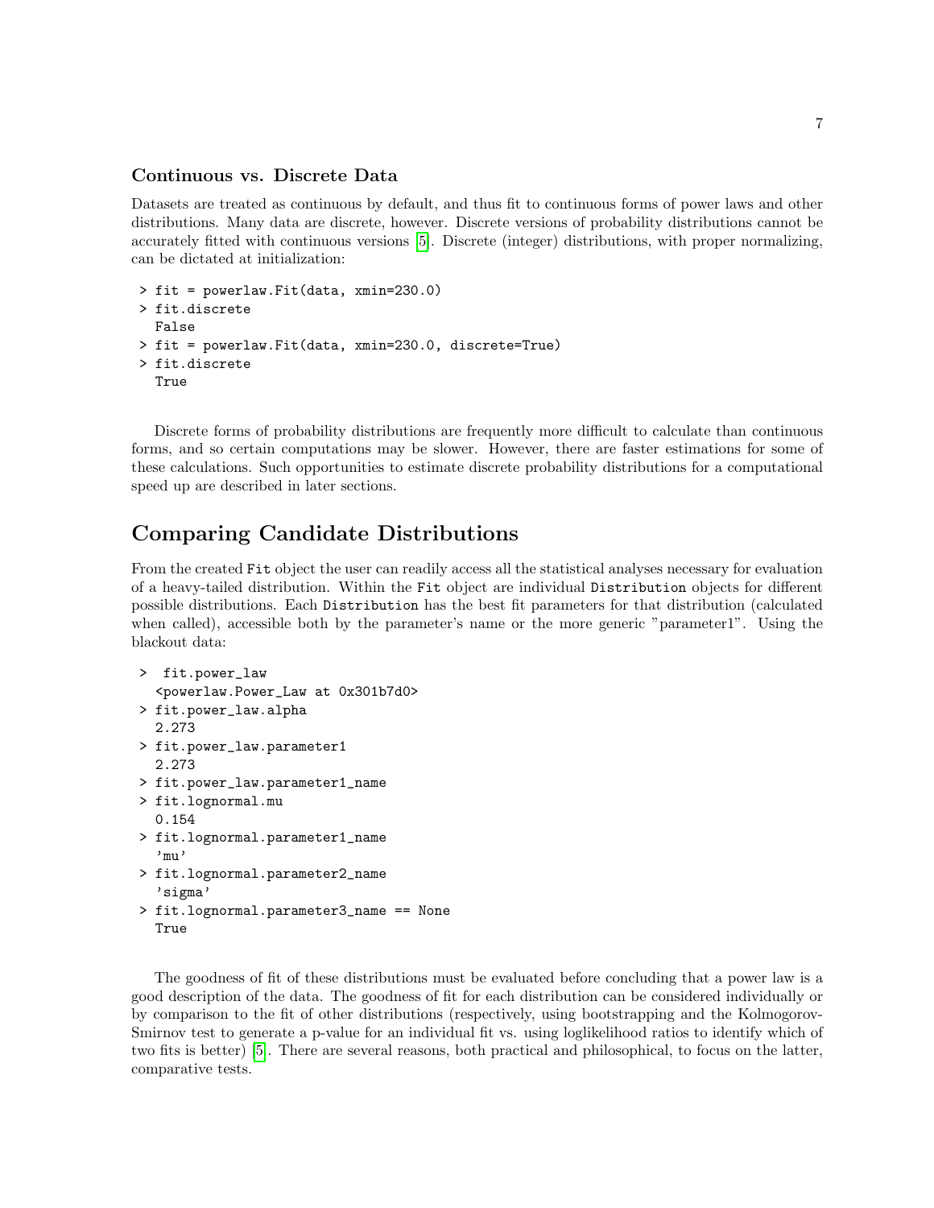### Continuous vs. Discrete Data

Datasets are treated as continuous by default, and thus fit to continuous forms of power laws and other distributions. Many data are discrete, however. Discrete versions of probability distributions cannot be accurately fitted with continuous versions [5]. Discrete (integer) distributions, with proper normalizing, can be dictated at initialization:

```
> fit = powerlaw.Fit(data, xmin=230.0)
> fit.discrete
  False
> fit = powerlaw.Fit(data, xmin=230.0, discrete=True)
> fit.discrete
  True
```

Discrete forms of probability distributions are frequently more difficult to calculate than continuous forms, and so certain computations may be slower. However, there are faster estimations for some of these calculations. Such opportunities to estimate discrete probability distributions for a computational speed up are described in later sections.

## Comparing Candidate Distributions

From the created Fit object the user can readily access all the statistical analyses necessary for evaluation of a heavy-tailed distribution. Within the Fit object are individual Distribution objects for different possible distributions. Each Distribution has the best fit parameters for that distribution (calculated when called), accessible both by the parameter's name or the more generic "parameter1". Using the blackout data:

```
>  fit.power_law
  <powerlaw.Power_Law at 0x301b7d0>
> fit.power_law.alpha
  2.273
> fit.power_law.parameter1
  2.273
> fit.power_law.parameter1_name
> fit.lognormal.mu
  0.154
> fit.lognormal.parameter1_name
  'mu'
> fit.lognormal.parameter2_name
  'sigma'
> fit.lognormal.parameter3_name == None
  True
```

The goodness of fit of these distributions must be evaluated before concluding that a power law is a good description of the data. The goodness of fit for each distribution can be considered individually or by comparison to the fit of other distributions (respectively, using bootstrapping and the Kolmogorov-Smirnov test to generate a p-value for an individual fit vs. using loglikelihood ratios to identify which of two fits is better) [5]. There are several reasons, both practical and philosophical, to focus on the latter, comparative tests.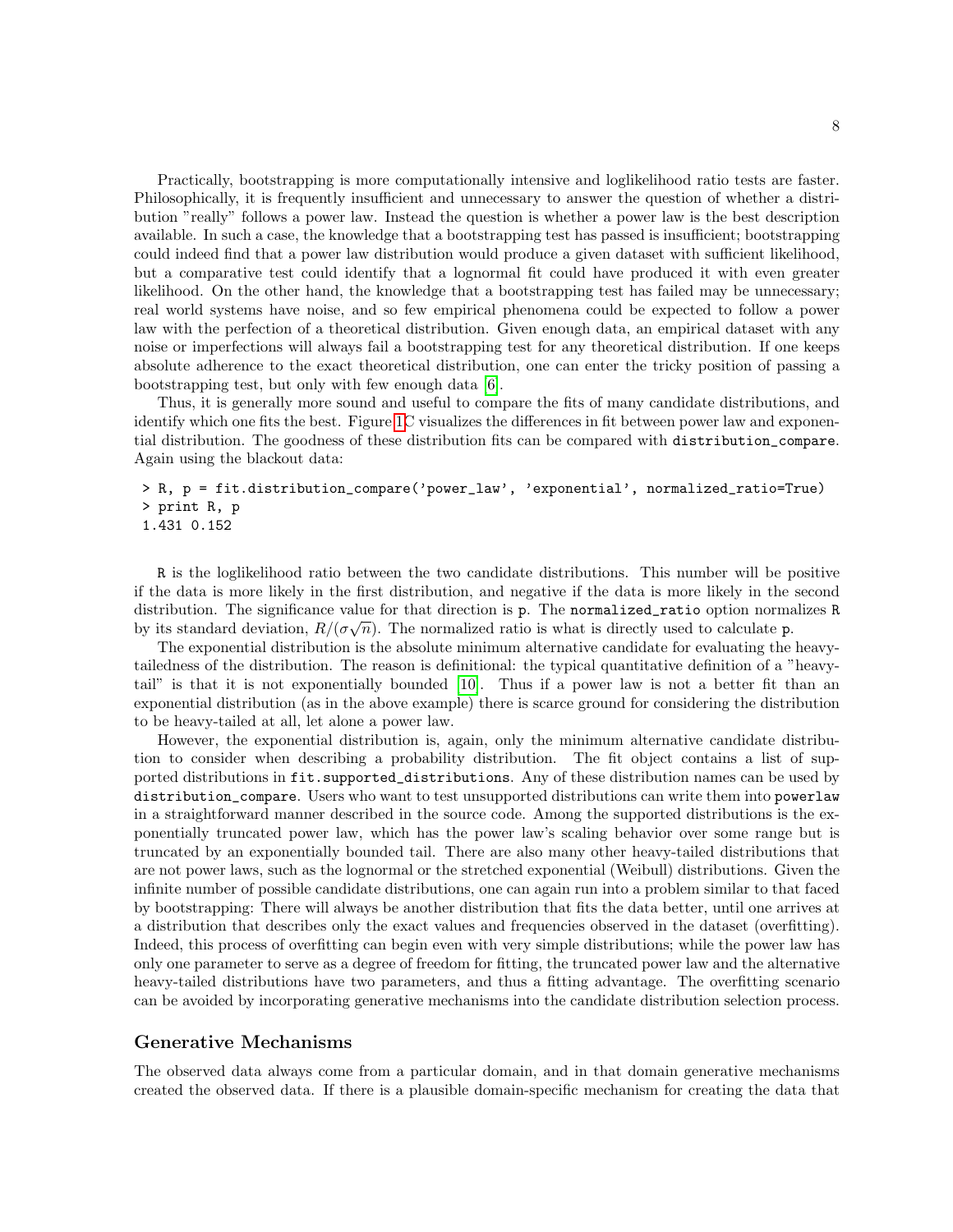Practically, bootstrapping is more computationally intensive and loglikelihood ratio tests are faster. Philosophically, it is frequently insufficient and unnecessary to answer the question of whether a distribution "really" follows a power law. Instead the question is whether a power law is the best description available. In such a case, the knowledge that a bootstrapping test has passed is insufficient; bootstrapping could indeed find that a power law distribution would produce a given dataset with sufficient likelihood, but a comparative test could identify that a lognormal fit could have produced it with even greater likelihood. On the other hand, the knowledge that a bootstrapping test has failed may be unnecessary; real world systems have noise, and so few empirical phenomena could be expected to follow a power law with the perfection of a theoretical distribution. Given enough data, an empirical dataset with any noise or imperfections will always fail a bootstrapping test for any theoretical distribution. If one keeps absolute adherence to the exact theoretical distribution, one can enter the tricky position of passing a bootstrapping test, but only with few enough data [6].

Thus, it is generally more sound and useful to compare the fits of many candidate distributions, and identify which one fits the best. Figure 1C visualizes the differences in fit between power law and exponential distribution. The goodness of these distribution fits can be compared with `distribution_compare`. Again using the blackout data:

```
> R, p = fit.distribution_compare('power_law', 'exponential', normalized_ratio=True)
> print R, p
1.431 0.152
```

`R` is the loglikelihood ratio between the two candidate distributions. This number will be positive if the data is more likely in the first distribution, and negative if the data is more likely in the second distribution. The significance value for that direction is `p`. The `normalized_ratio` option normalizes `R` by its standard deviation, $R/(\sigma\sqrt{n})$. The normalized ratio is what is directly used to calculate `p`.

The exponential distribution is the absolute minimum alternative candidate for evaluating the heavy-tailedness of the distribution. The reason is definitional: the typical quantitative definition of a "heavy-tail" is that it is not exponentially bounded [10]. Thus if a power law is not a better fit than an exponential distribution (as in the above example) there is scarce ground for considering the distribution to be heavy-tailed at all, let alone a power law.

However, the exponential distribution is, again, only the minimum alternative candidate distribution to consider when describing a probability distribution. The fit object contains a list of supported distributions in `fit.supported_distributions`. Any of these distribution names can be used by `distribution_compare`. Users who want to test unsupported distributions can write them into `powerlaw` in a straightforward manner described in the source code. Among the supported distributions is the exponentially truncated power law, which has the power law's scaling behavior over some range but is truncated by an exponentially bounded tail. There are also many other heavy-tailed distributions that are not power laws, such as the lognormal or the stretched exponential (Weibull) distributions. Given the infinite number of possible candidate distributions, one can again run into a problem similar to that faced by bootstrapping: There will always be another distribution that fits the data better, until one arrives at a distribution that describes only the exact values and frequencies observed in the dataset (overfitting). Indeed, this process of overfitting can begin even with very simple distributions; while the power law has only one parameter to serve as a degree of freedom for fitting, the truncated power law and the alternative heavy-tailed distributions have two parameters, and thus a fitting advantage. The overfitting scenario can be avoided by incorporating generative mechanisms into the candidate distribution selection process.

## Generative Mechanisms

The observed data always come from a particular domain, and in that domain generative mechanisms created the observed data. If there is a plausible domain-specific mechanism for creating the data that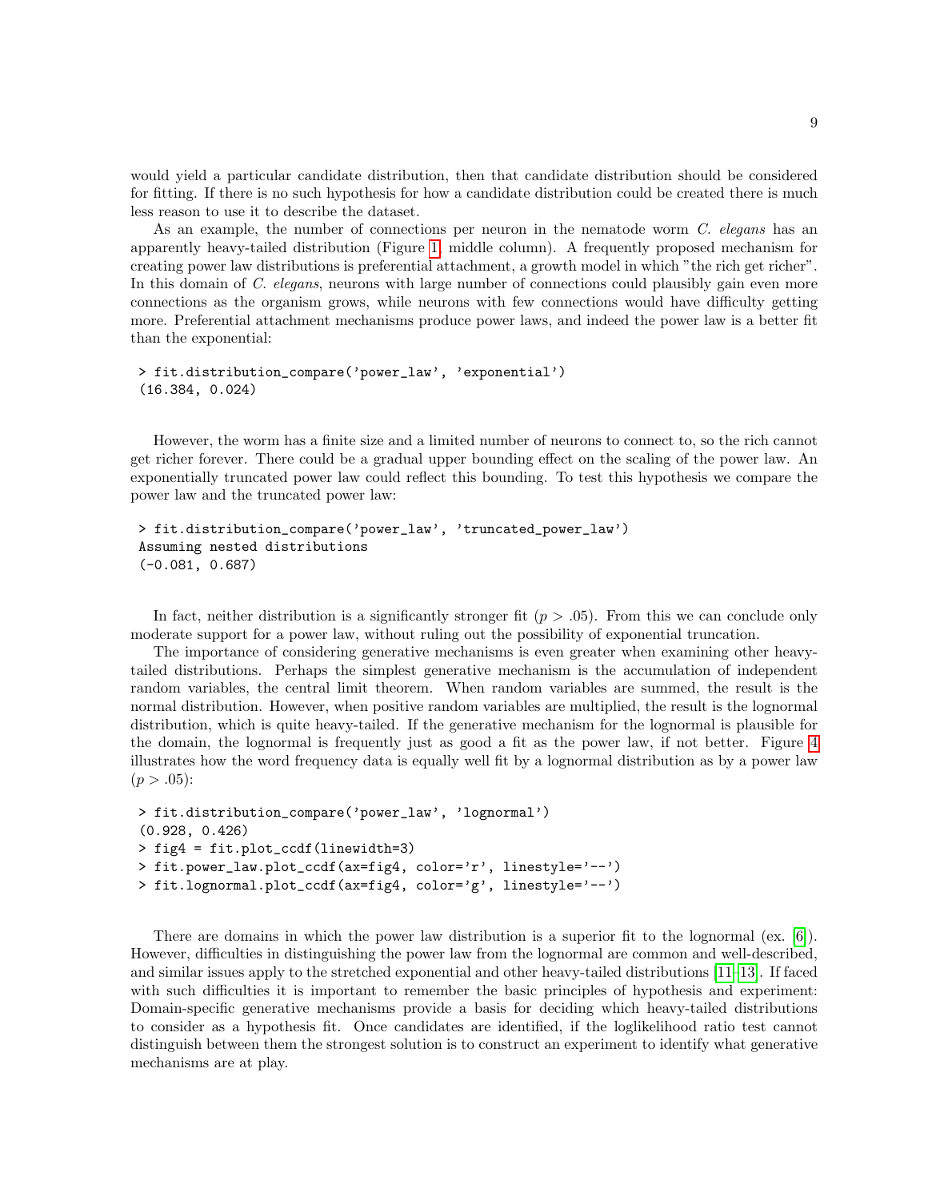would yield a particular candidate distribution, then that candidate distribution should be considered for fitting. If there is no such hypothesis for how a candidate distribution could be created there is much less reason to use it to describe the dataset.

As an example, the number of connections per neuron in the nematode worm *C. elegans* has an apparently heavy-tailed distribution (Figure 1, middle column). A frequently proposed mechanism for creating power law distributions is preferential attachment, a growth model in which "the rich get richer". In this domain of *C. elegans*, neurons with large number of connections could plausibly gain even more connections as the organism grows, while neurons with few connections would have difficulty getting more. Preferential attachment mechanisms produce power laws, and indeed the power law is a better fit than the exponential:

```
> fit.distribution_compare('power_law', 'exponential')
(16.384, 0.024)
```

However, the worm has a finite size and a limited number of neurons to connect to, so the rich cannot get richer forever. There could be a gradual upper bounding effect on the scaling of the power law. An exponentially truncated power law could reflect this bounding. To test this hypothesis we compare the power law and the truncated power law:

```
> fit.distribution_compare('power_law', 'truncated_power_law')
Assuming nested distributions
(-0.081, 0.687)
```

In fact, neither distribution is a significantly stronger fit ($p > .05$). From this we can conclude only moderate support for a power law, without ruling out the possibility of exponential truncation.

The importance of considering generative mechanisms is even greater when examining other heavy-tailed distributions. Perhaps the simplest generative mechanism is the accumulation of independent random variables, the central limit theorem. When random variables are summed, the result is the normal distribution. However, when positive random variables are multiplied, the result is the lognormal distribution, which is quite heavy-tailed. If the generative mechanism for the lognormal is plausible for the domain, the lognormal is frequently just as good a fit as the power law, if not better. Figure 4 illustrates how the word frequency data is equally well fit by a lognormal distribution as by a power law ($p > .05$):

```
> fit.distribution_compare('power_law', 'lognormal')
(0.928, 0.426)
> fig4 = fit.plot_ccdf(linewidth=3)
> fit.power_law.plot_ccdf(ax=fig4, color='r', linestyle='--')
> fit.lognormal.plot_ccdf(ax=fig4, color='g', linestyle='--')
```

There are domains in which the power law distribution is a superior fit to the lognormal (ex. [6]). However, difficulties in distinguishing the power law from the lognormal are common and well-described, and similar issues apply to the stretched exponential and other heavy-tailed distributions [11–13]. If faced with such difficulties it is important to remember the basic principles of hypothesis and experiment: Domain-specific generative mechanisms provide a basis for deciding which heavy-tailed distributions to consider as a hypothesis fit. Once candidates are identified, if the loglikelihood ratio test cannot distinguish between them the strongest solution is to construct an experiment to identify what generative mechanisms are at play.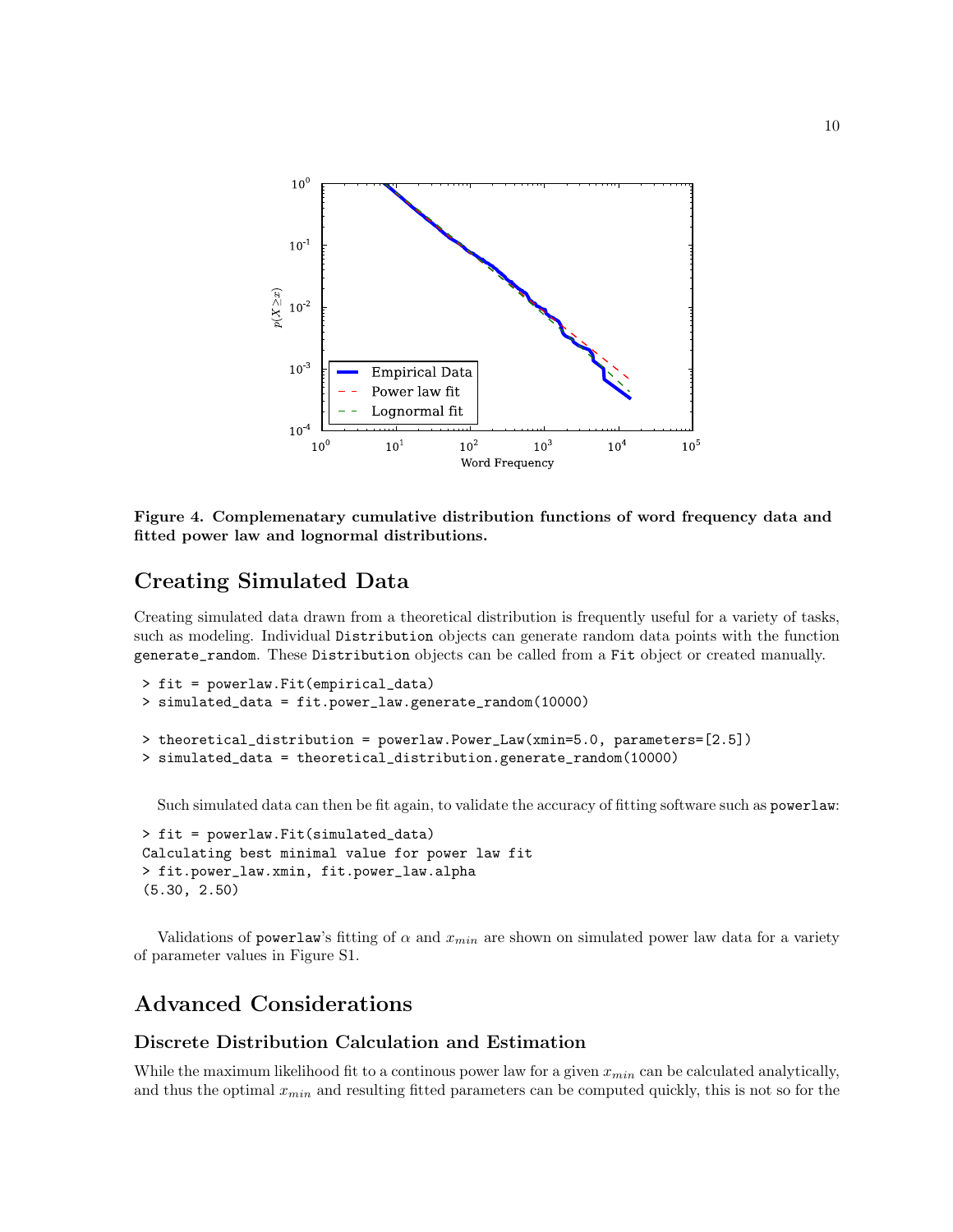**Figure 4. Complemenatary cumulative distribution functions of word frequency data and fitted power law and lognormal distributions.**

## Creating Simulated Data

Creating simulated data drawn from a theoretical distribution is frequently useful for a variety of tasks, such as modeling. Individual `Distribution` objects can generate random data points with the function `generate_random`. These `Distribution` objects can be called from a `Fit` object or created manually.

```
> fit = powerlaw.Fit(empirical_data)
> simulated_data = fit.power_law.generate_random(10000)

> theoretical_distribution = powerlaw.Power_Law(xmin=5.0, parameters=[2.5])
> simulated_data = theoretical_distribution.generate_random(10000)
```

Such simulated data can then be fit again, to validate the accuracy of fitting software such as `powerlaw`:

```
> fit = powerlaw.Fit(simulated_data)
Calculating best minimal value for power law fit
> fit.power_law.xmin, fit.power_law.alpha
(5.30, 2.50)
```

Validations of `powerlaw`'s fitting of $\alpha$ and $x_{min}$ are shown on simulated power law data for a variety of parameter values in Figure S1.

## Advanced Considerations

### Discrete Distribution Calculation and Estimation

While the maximum likelihood fit to a continous power law for a given $x_{min}$ can be calculated analytically, and thus the optimal $x_{min}$ and resulting fitted parameters can be computed quickly, this is not so for the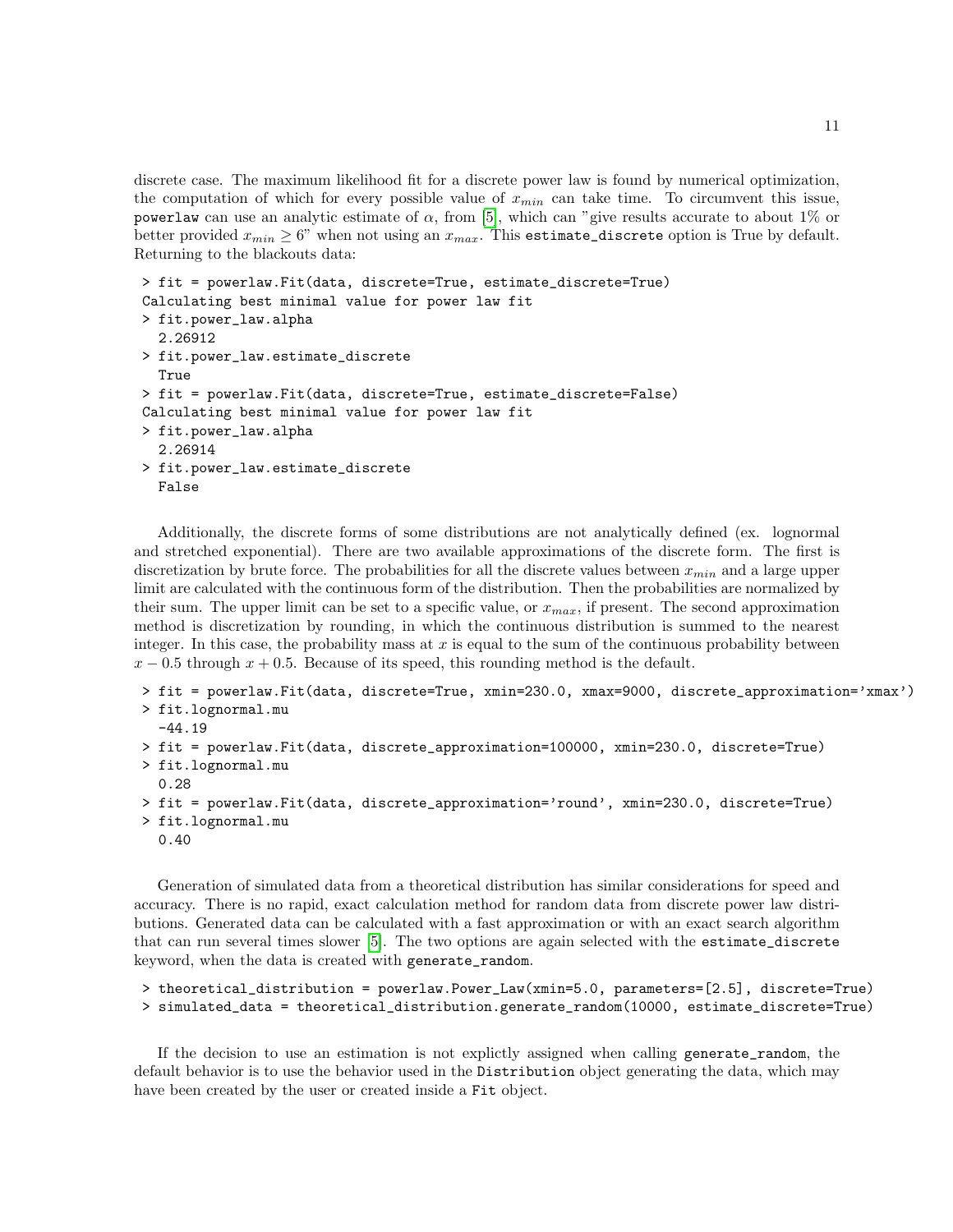discrete case. The maximum likelihood fit for a discrete power law is found by numerical optimization, the computation of which for every possible value of $x_{min}$ can take time. To circumvent this issue, `powerlaw` can use an analytic estimate of $\alpha$, from [5], which can "give results accurate to about 1% or better provided $x_{min} \geq 6$" when not using an $x_{max}$. This `estimate_discrete` option is True by default. Returning to the blackouts data:

```
> fit = powerlaw.Fit(data, discrete=True, estimate_discrete=True)
Calculating best minimal value for power law fit
> fit.power_law.alpha
  2.26912
> fit.power_law.estimate_discrete
  True
> fit = powerlaw.Fit(data, discrete=True, estimate_discrete=False)
Calculating best minimal value for power law fit
> fit.power_law.alpha
  2.26914
> fit.power_law.estimate_discrete
  False
```

Additionally, the discrete forms of some distributions are not analytically defined (ex. lognormal and stretched exponential). There are two available approximations of the discrete form. The first is discretization by brute force. The probabilities for all the discrete values between $x_{min}$ and a large upper limit are calculated with the continuous form of the distribution. Then the probabilities are normalized by their sum. The upper limit can be set to a specific value, or $x_{max}$, if present. The second approximation method is discretization by rounding, in which the continuous distribution is summed to the nearest integer. In this case, the probability mass at $x$ is equal to the sum of the continuous probability between $x - 0.5$ through $x + 0.5$. Because of its speed, this rounding method is the default.

```
> fit = powerlaw.Fit(data, discrete=True, xmin=230.0, xmax=9000, discrete_approximation='xmax')
> fit.lognormal.mu
  -44.19
> fit = powerlaw.Fit(data, discrete_approximation=100000, xmin=230.0, discrete=True)
> fit.lognormal.mu
  0.28
> fit = powerlaw.Fit(data, discrete_approximation='round', xmin=230.0, discrete=True)
> fit.lognormal.mu
  0.40
```

Generation of simulated data from a theoretical distribution has similar considerations for speed and accuracy. There is no rapid, exact calculation method for random data from discrete power law distributions. Generated data can be calculated with a fast approximation or with an exact search algorithm that can run several times slower [5]. The two options are again selected with the `estimate_discrete` keyword, when the data is created with `generate_random`.

```
> theoretical_distribution = powerlaw.Power_Law(xmin=5.0, parameters=[2.5], discrete=True)
> simulated_data = theoretical_distribution.generate_random(10000, estimate_discrete=True)
```

If the decision to use an estimation is not explictly assigned when calling `generate_random`, the default behavior is to use the behavior used in the `Distribution` object generating the data, which may have been created by the user or created inside a `Fit` object.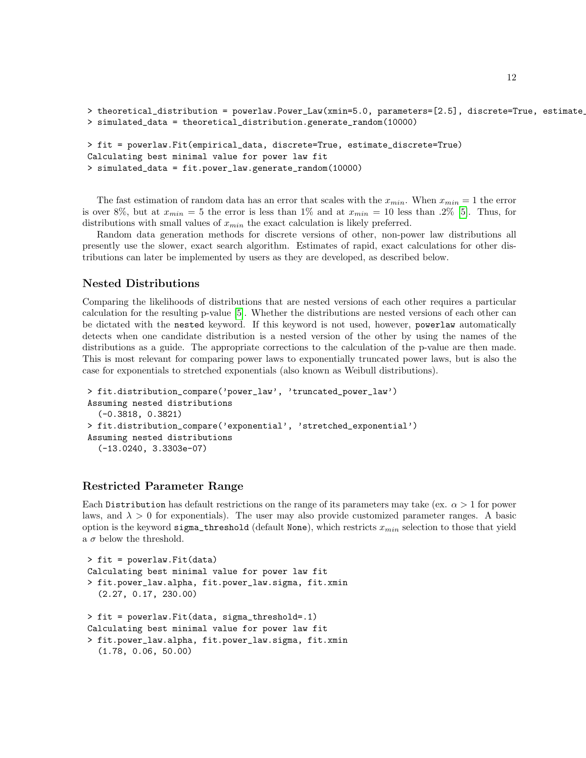```
> theoretical_distribution = powerlaw.Power_Law(xmin=5.0, parameters=[2.5], discrete=True, estimate_
> simulated_data = theoretical_distribution.generate_random(10000)

> fit = powerlaw.Fit(empirical_data, discrete=True, estimate_discrete=True)
Calculating best minimal value for power law fit
> simulated_data = fit.power_law.generate_random(10000)
```

The fast estimation of random data has an error that scales with the $x_{min}$. When $x_{min} = 1$ the error is over 8%, but at $x_{min} = 5$ the error is less than 1% and at $x_{min} = 10$ less than .2% [5]. Thus, for distributions with small values of $x_{min}$ the exact calculation is likely preferred.

Random data generation methods for discrete versions of other, non-power law distributions all presently use the slower, exact search algorithm. Estimates of rapid, exact calculations for other distributions can later be implemented by users as they are developed, as described below.

### Nested Distributions

Comparing the likelihoods of distributions that are nested versions of each other requires a particular calculation for the resulting p-value [5]. Whether the distributions are nested versions of each other can be dictated with the `nested` keyword. If this keyword is not used, however, `powerlaw` automatically detects when one candidate distribution is a nested version of the other by using the names of the distributions as a guide. The appropriate corrections to the calculation of the p-value are then made. This is most relevant for comparing power laws to exponentially truncated power laws, but is also the case for exponentials to stretched exponentials (also known as Weibull distributions).

```
> fit.distribution_compare('power_law', 'truncated_power_law')
Assuming nested distributions
  (-0.3818, 0.3821)
> fit.distribution_compare('exponential', 'stretched_exponential')
Assuming nested distributions
  (-13.0240, 3.3303e-07)
```

### Restricted Parameter Range

Each `Distribution` has default restrictions on the range of its parameters may take (ex. $\alpha > 1$ for power laws, and $\lambda > 0$ for exponentials). The user may also provide customized parameter ranges. A basic option is the keyword `sigma_threshold` (default `None`), which restricts $x_{min}$ selection to those that yield a $\sigma$ below the threshold.

```
> fit = powerlaw.Fit(data)
Calculating best minimal value for power law fit
> fit.power_law.alpha, fit.power_law.sigma, fit.xmin
  (2.27, 0.17, 230.00)

> fit = powerlaw.Fit(data, sigma_threshold=.1)
Calculating best minimal value for power law fit
> fit.power_law.alpha, fit.power_law.sigma, fit.xmin
  (1.78, 0.06, 50.00)
```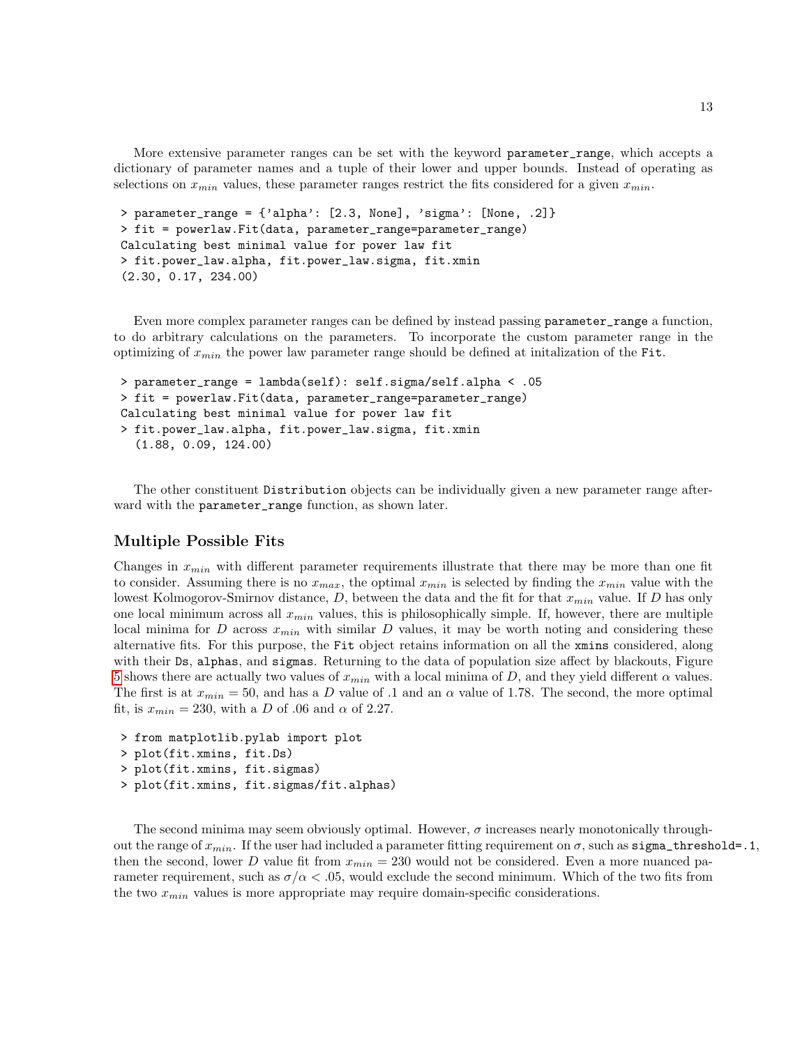More extensive parameter ranges can be set with the keyword `parameter_range`, which accepts a dictionary of parameter names and a tuple of their lower and upper bounds. Instead of operating as selections on $x_{min}$ values, these parameter ranges restrict the fits considered for a given $x_{min}$.

```
> parameter_range = {'alpha': [2.3, None], 'sigma': [None, .2]}
> fit = powerlaw.Fit(data, parameter_range=parameter_range)
Calculating best minimal value for power law fit
> fit.power_law.alpha, fit.power_law.sigma, fit.xmin
(2.30, 0.17, 234.00)
```

Even more complex parameter ranges can be defined by instead passing `parameter_range` a function, to do arbitrary calculations on the parameters. To incorporate the custom parameter range in the optimizing of $x_{min}$ the power law parameter range should be defined at initalization of the `Fit`.

```
> parameter_range = lambda(self): self.sigma/self.alpha < .05
> fit = powerlaw.Fit(data, parameter_range=parameter_range)
Calculating best minimal value for power law fit
> fit.power_law.alpha, fit.power_law.sigma, fit.xmin
  (1.88, 0.09, 124.00)
```

The other constituent `Distribution` objects can be individually given a new parameter range afterward with the `parameter_range` function, as shown later.

### Multiple Possible Fits

Changes in $x_{min}$ with different parameter requirements illustrate that there may be more than one fit to consider. Assuming there is no $x_{max}$, the optimal $x_{min}$ is selected by finding the $x_{min}$ value with the lowest Kolmogorov-Smirnov distance, $D$, between the data and the fit for that $x_{min}$ value. If $D$ has only one local minimum across all $x_{min}$ values, this is philosophically simple. If, however, there are multiple local minima for $D$ across $x_{min}$ with similar $D$ values, it may be worth noting and considering these alternative fits. For this purpose, the `Fit` object retains information on all the `xmins` considered, along with their `Ds`, `alphas`, and `sigmas`. Returning to the data of population size affect by blackouts, Figure 5 shows there are actually two values of $x_{min}$ with a local minima of $D$, and they yield different $\alpha$ values. The first is at $x_{min} = 50$, and has a $D$ value of .1 and an $\alpha$ value of 1.78. The second, the more optimal fit, is $x_{min} = 230$, with a $D$ of .06 and $\alpha$ of 2.27.

```
> from matplotlib.pylab import plot
> plot(fit.xmins, fit.Ds)
> plot(fit.xmins, fit.sigmas)
> plot(fit.xmins, fit.sigmas/fit.alphas)
```

The second minima may seem obviously optimal. However, $\sigma$ increases nearly monotonically throughout the range of $x_{min}$. If the user had included a parameter fitting requirement on $\sigma$, such as `sigma_threshold=.1`, then the second, lower $D$ value fit from $x_{min} = 230$ would not be considered. Even a more nuanced parameter requirement, such as $\sigma/\alpha < .05$, would exclude the second minimum. Which of the two fits from the two $x_{min}$ values is more appropriate may require domain-specific considerations.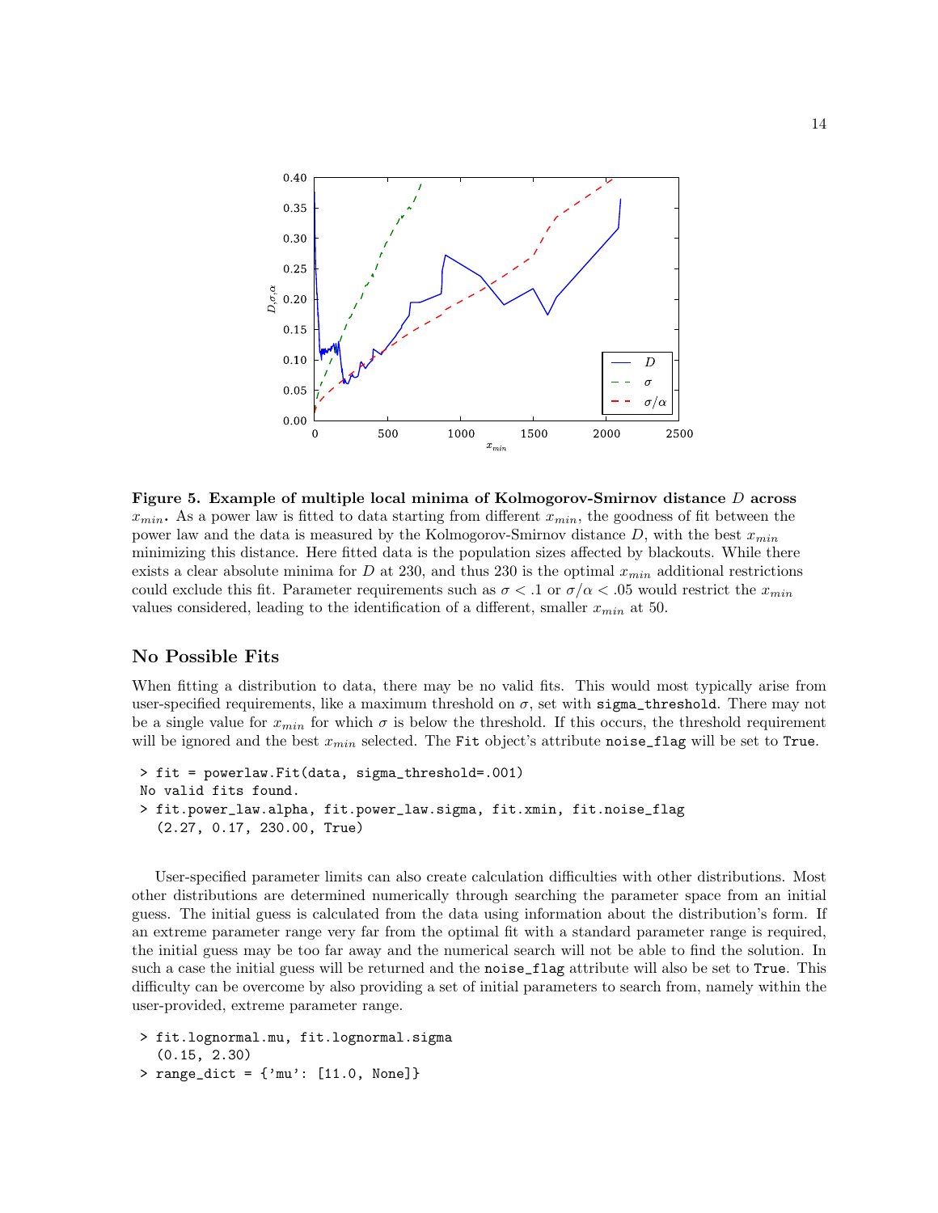**Figure 5. Example of multiple local minima of Kolmogorov-Smirnov distance $D$ across $x_{min}$.** As a power law is fitted to data starting from different $x_{min}$, the goodness of fit between the power law and the data is measured by the Kolmogorov-Smirnov distance $D$, with the best $x_{min}$ minimizing this distance. Here fitted data is the population sizes affected by blackouts. While there exists a clear absolute minima for $D$ at 230, and thus 230 is the optimal $x_{min}$ additional restrictions could exclude this fit. Parameter requirements such as $\sigma < .1$ or $\sigma/\alpha < .05$ would restrict the $x_{min}$ values considered, leading to the identification of a different, smaller $x_{min}$ at 50.

### No Possible Fits

When fitting a distribution to data, there may be no valid fits. This would most typically arise from user-specified requirements, like a maximum threshold on $\sigma$, set with `sigma_threshold`. There may not be a single value for $x_{min}$ for which $\sigma$ is below the threshold. If this occurs, the threshold requirement will be ignored and the best $x_{min}$ selected. The `Fit` object's attribute `noise_flag` will be set to `True`.

```
> fit = powerlaw.Fit(data, sigma_threshold=.001)
No valid fits found.
> fit.power_law.alpha, fit.power_law.sigma, fit.xmin, fit.noise_flag
  (2.27, 0.17, 230.00, True)
```

User-specified parameter limits can also create calculation difficulties with other distributions. Most other distributions are determined numerically through searching the parameter space from an initial guess. The initial guess is calculated from the data using information about the distribution's form. If an extreme parameter range very far from the optimal fit with a standard parameter range is required, the initial guess may be too far away and the numerical search will not be able to find the solution. In such a case the initial guess will be returned and the `noise_flag` attribute will also be set to `True`. This difficulty can be overcome by also providing a set of initial parameters to search from, namely within the user-provided, extreme parameter range.

```
> fit.lognormal.mu, fit.lognormal.sigma
  (0.15, 2.30)
> range_dict = {'mu': [11.0, None]}
```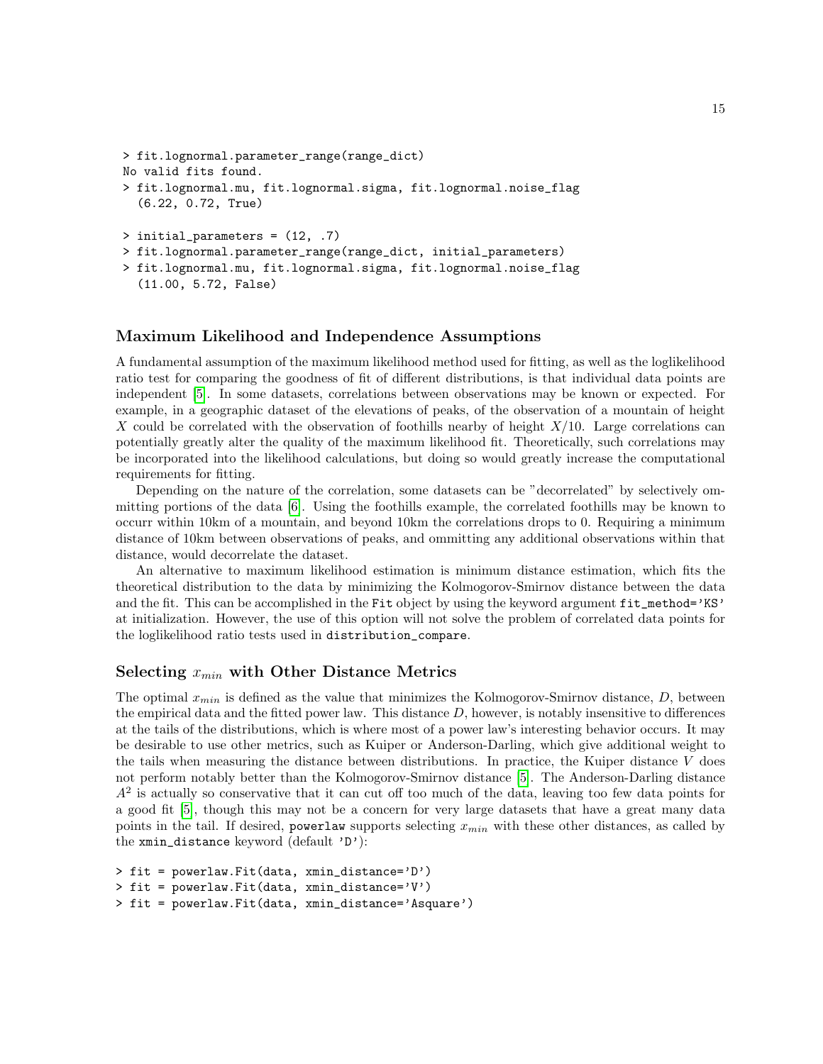```
> fit.lognormal.parameter_range(range_dict)
No valid fits found.
> fit.lognormal.mu, fit.lognormal.sigma, fit.lognormal.noise_flag
  (6.22, 0.72, True)

> initial_parameters = (12, .7)
> fit.lognormal.parameter_range(range_dict, initial_parameters)
> fit.lognormal.mu, fit.lognormal.sigma, fit.lognormal.noise_flag
  (11.00, 5.72, False)
```

### Maximum Likelihood and Independence Assumptions

A fundamental assumption of the maximum likelihood method used for fitting, as well as the loglikelihood ratio test for comparing the goodness of fit of different distributions, is that individual data points are independent [5]. In some datasets, correlations between observations may be known or expected. For example, in a geographic dataset of the elevations of peaks, of the observation of a mountain of height $X$ could be correlated with the observation of foothills nearby of height $X/10$. Large correlations can potentially greatly alter the quality of the maximum likelihood fit. Theoretically, such correlations may be incorporated into the likelihood calculations, but doing so would greatly increase the computational requirements for fitting.

Depending on the nature of the correlation, some datasets can be "decorrelated" by selectively ommitting portions of the data [6]. Using the foothills example, the correlated foothills may be known to occurr within 10km of a mountain, and beyond 10km the correlations drops to 0. Requiring a minimum distance of 10km between observations of peaks, and ommitting any additional observations within that distance, would decorrelate the dataset.

An alternative to maximum likelihood estimation is minimum distance estimation, which fits the theoretical distribution to the data by minimizing the Kolmogorov-Smirnov distance between the data and the fit. This can be accomplished in the `Fit` object by using the keyword argument `fit_method='KS'` at initialization. However, the use of this option will not solve the problem of correlated data points for the loglikelihood ratio tests used in `distribution_compare`.

### Selecting $x_{min}$ with Other Distance Metrics

The optimal $x_{min}$ is defined as the value that minimizes the Kolmogorov-Smirnov distance, $D$, between the empirical data and the fitted power law. This distance $D$, however, is notably insensitive to differences at the tails of the distributions, which is where most of a power law's interesting behavior occurs. It may be desirable to use other metrics, such as Kuiper or Anderson-Darling, which give additional weight to the tails when measuring the distance between distributions. In practice, the Kuiper distance $V$ does not perform notably better than the Kolmogorov-Smirnov distance [5]. The Anderson-Darling distance $A^2$ is actually so conservative that it can cut off too much of the data, leaving too few data points for a good fit [5], though this may not be a concern for very large datasets that have a great many data points in the tail. If desired, `powerlaw` supports selecting $x_{min}$ with these other distances, as called by the `xmin_distance` keyword (default `'D'`):

```
> fit = powerlaw.Fit(data, xmin_distance='D')
> fit = powerlaw.Fit(data, xmin_distance='V')
> fit = powerlaw.Fit(data, xmin_distance='Asquare')
```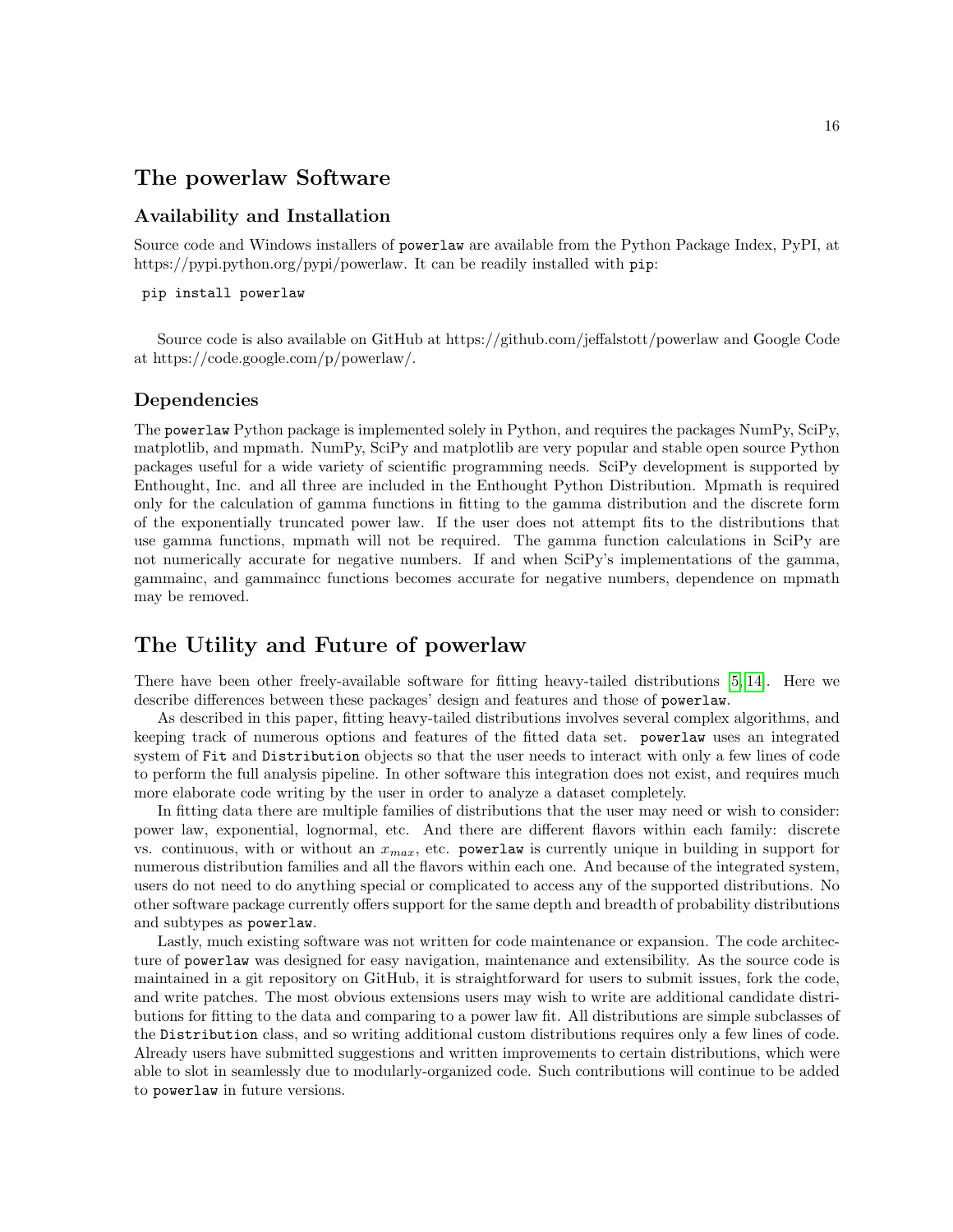## The powerlaw Software

### Availability and Installation

Source code and Windows installers of `powerlaw` are available from the Python Package Index, PyPI, at https://pypi.python.org/pypi/powerlaw. It can be readily installed with `pip`:

```
pip install powerlaw
```

Source code is also available on GitHub at https://github.com/jeffalstott/powerlaw and Google Code at https://code.google.com/p/powerlaw/.

### Dependencies

The `powerlaw` Python package is implemented solely in Python, and requires the packages NumPy, SciPy, matplotlib, and mpmath. NumPy, SciPy and matplotlib are very popular and stable open source Python packages useful for a wide variety of scientific programming needs. SciPy development is supported by Enthought, Inc. and all three are included in the Enthought Python Distribution. Mpmath is required only for the calculation of gamma functions in fitting to the gamma distribution and the discrete form of the exponentially truncated power law. If the user does not attempt fits to the distributions that use gamma functions, mpmath will not be required. The gamma function calculations in SciPy are not numerically accurate for negative numbers. If and when SciPy's implementations of the gamma, gammainc, and gammaincc functions becomes accurate for negative numbers, dependence on mpmath may be removed.

## The Utility and Future of powerlaw

There have been other freely-available software for fitting heavy-tailed distributions [5, 14]. Here we describe differences between these packages' design and features and those of `powerlaw`.

As described in this paper, fitting heavy-tailed distributions involves several complex algorithms, and keeping track of numerous options and features of the fitted data set. `powerlaw` uses an integrated system of `Fit` and `Distribution` objects so that the user needs to interact with only a few lines of code to perform the full analysis pipeline. In other software this integration does not exist, and requires much more elaborate code writing by the user in order to analyze a dataset completely.

In fitting data there are multiple families of distributions that the user may need or wish to consider: power law, exponential, lognormal, etc. And there are different flavors within each family: discrete vs. continuous, with or without an $x_{max}$, etc. `powerlaw` is currently unique in building in support for numerous distribution families and all the flavors within each one. And because of the integrated system, users do not need to do anything special or complicated to access any of the supported distributions. No other software package currently offers support for the same depth and breadth of probability distributions and subtypes as `powerlaw`.

Lastly, much existing software was not written for code maintenance or expansion. The code architecture of `powerlaw` was designed for easy navigation, maintenance and extensibility. As the source code is maintained in a git repository on GitHub, it is straightforward for users to submit issues, fork the code, and write patches. The most obvious extensions users may wish to write are additional candidate distributions for fitting to the data and comparing to a power law fit. All distributions are simple subclasses of the `Distribution` class, and so writing additional custom distributions requires only a few lines of code. Already users have submitted suggestions and written improvements to certain distributions, which were able to slot in seamlessly due to modularly-organized code. Such contributions will continue to be added to `powerlaw` in future versions.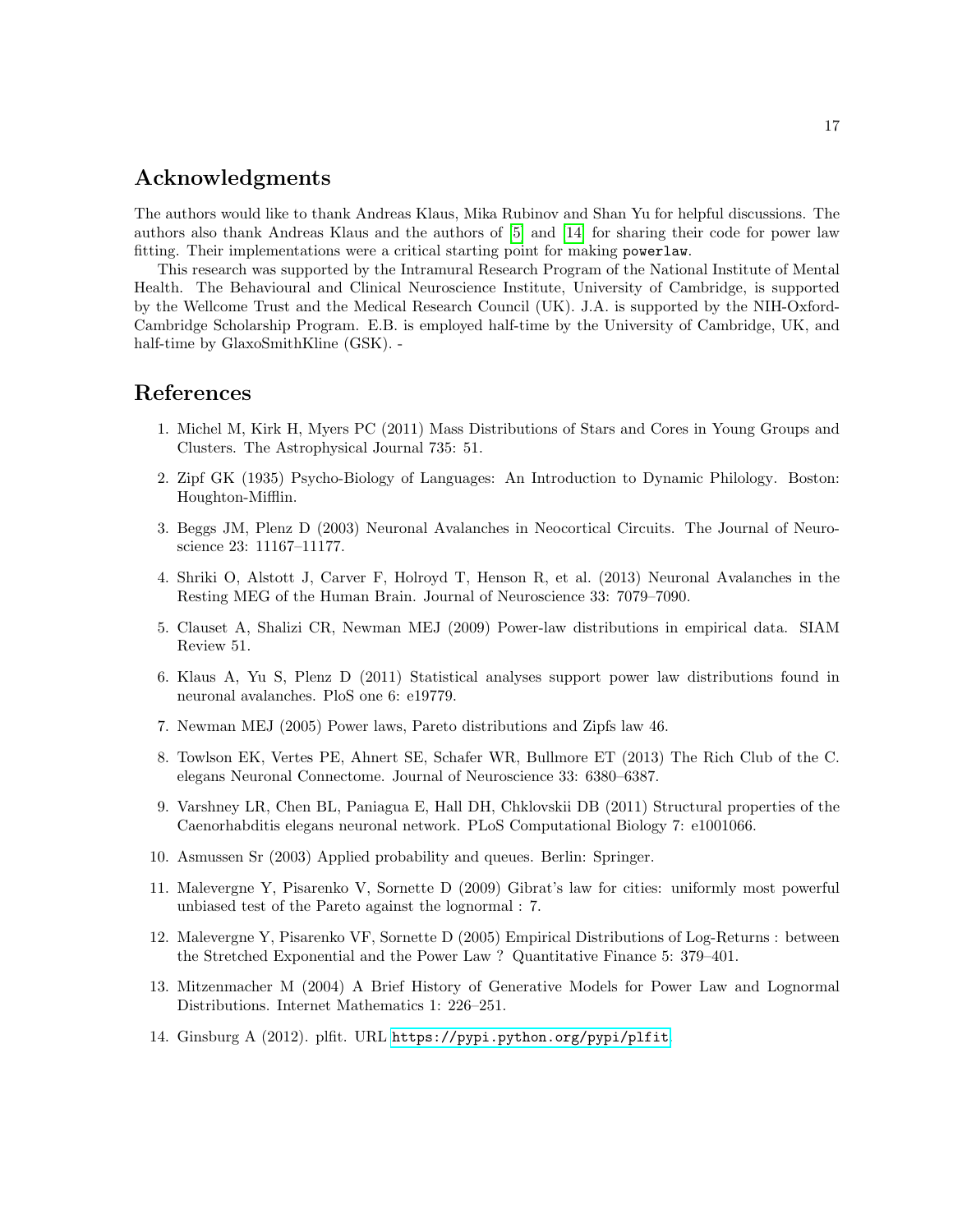## Acknowledgments

The authors would like to thank Andreas Klaus, Mika Rubinov and Shan Yu for helpful discussions. The authors also thank Andreas Klaus and the authors of [5] and [14] for sharing their code for power law fitting. Their implementations were a critical starting point for making `powerlaw`.

This research was supported by the Intramural Research Program of the National Institute of Mental Health. The Behavioural and Clinical Neuroscience Institute, University of Cambridge, is supported by the Wellcome Trust and the Medical Research Council (UK). J.A. is supported by the NIH-Oxford-Cambridge Scholarship Program. E.B. is employed half-time by the University of Cambridge, UK, and half-time by GlaxoSmithKline (GSK). -

## References

1. Michel M, Kirk H, Myers PC (2011) Mass Distributions of Stars and Cores in Young Groups and Clusters. The Astrophysical Journal 735: 51.
2. Zipf GK (1935) Psycho-Biology of Languages: An Introduction to Dynamic Philology. Boston: Houghton-Mifflin.
3. Beggs JM, Plenz D (2003) Neuronal Avalanches in Neocortical Circuits. The Journal of Neuroscience 23: 11167–11177.
4. Shriki O, Alstott J, Carver F, Holroyd T, Henson R, et al. (2013) Neuronal Avalanches in the Resting MEG of the Human Brain. Journal of Neuroscience 33: 7079–7090.
5. Clauset A, Shalizi CR, Newman MEJ (2009) Power-law distributions in empirical data. SIAM Review 51.
6. Klaus A, Yu S, Plenz D (2011) Statistical analyses support power law distributions found in neuronal avalanches. PloS one 6: e19779.
7. Newman MEJ (2005) Power laws, Pareto distributions and Zipfs law 46.
8. Towlson EK, Vertes PE, Ahnert SE, Schafer WR, Bullmore ET (2013) The Rich Club of the C. elegans Neuronal Connectome. Journal of Neuroscience 33: 6380–6387.
9. Varshney LR, Chen BL, Paniagua E, Hall DH, Chklovskii DB (2011) Structural properties of the Caenorhabditis elegans neuronal network. PLoS Computational Biology 7: e1001066.
10. Asmussen Sr (2003) Applied probability and queues. Berlin: Springer.
11. Malevergne Y, Pisarenko V, Sornette D (2009) Gibrat's law for cities: uniformly most powerful unbiased test of the Pareto against the lognormal : 7.
12. Malevergne Y, Pisarenko VF, Sornette D (2005) Empirical Distributions of Log-Returns : between the Stretched Exponential and the Power Law ? Quantitative Finance 5: 379–401.
13. Mitzenmacher M (2004) A Brief History of Generative Models for Power Law and Lognormal Distributions. Internet Mathematics 1: 226–251.
14. Ginsburg A (2012). plfit. URL https://pypi.python.org/pypi/plfit.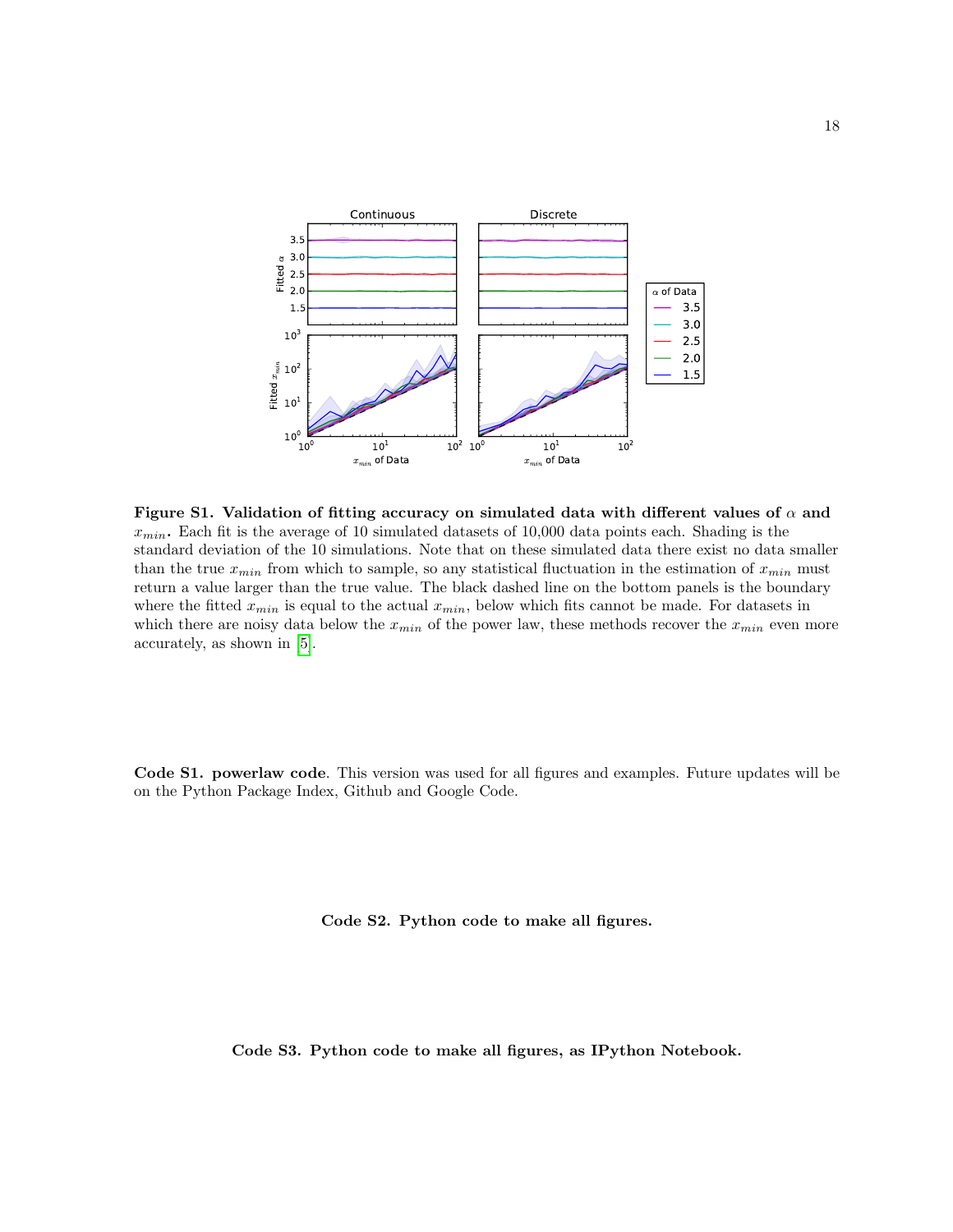Continuous

Discrete

Fitted $\alpha$

3.5
3.0
2.5
2.0
1.5

Fitted $x_{min}$

$10^3$
$10^2$
$10^1$
$10^0$

$10^0$ $10^1$ $10^2$

$x_{min}$ of Data

$\alpha$ of Data

3.5
3.0
2.5
2.0
1.5

**Figure S1. Validation of fitting accuracy on simulated data with different values of $\alpha$ and $x_{min}$.** Each fit is the average of 10 simulated datasets of 10,000 data points each. Shading is the standard deviation of the 10 simulations. Note that on these simulated data there exist no data smaller than the true $x_{min}$ from which to sample, so any statistical fluctuation in the estimation of $x_{min}$ must return a value larger than the true value. The black dashed line on the bottom panels is the boundary where the fitted $x_{min}$ is equal to the actual $x_{min}$, below which fits cannot be made. For datasets in which there are noisy data below the $x_{min}$ of the power law, these methods recover the $x_{min}$ even more accurately, as shown in [5].

**Code S1. powerlaw code**. This version was used for all figures and examples. Future updates will be on the Python Package Index, Github and Google Code.

**Code S2. Python code to make all figures.**

**Code S3. Python code to make all figures, as IPython Notebook.**